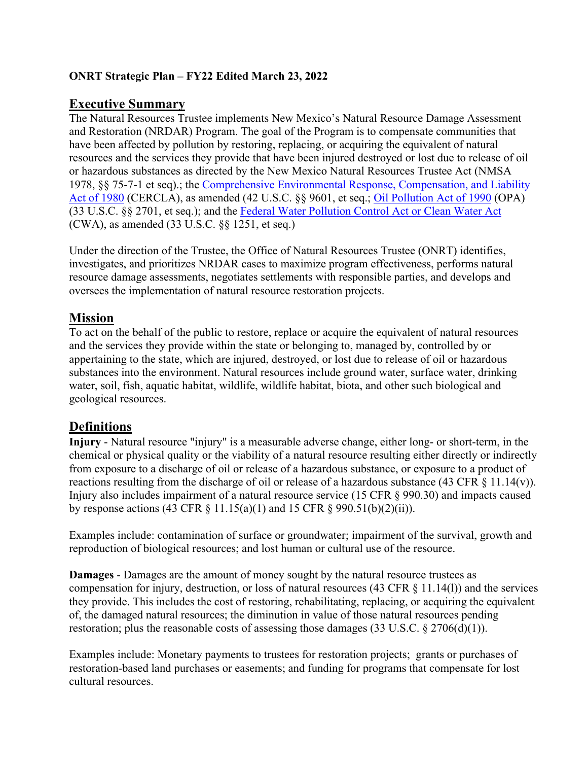**ONRT Strategic Plan – FY22 Edited March 23, 2022**

## Executive Summary

The Natural Resources Trustee implements New Mexico's Natural Resource Damage Assessment and Restoration (NRDAR) Program. The goal of the Program is to compensate communities that have been affected by pollution by restoring, replacing, or acquiring the equivalent of natural resources and the services they provide that have been injured destroyed or lost due to release of oil or hazardous substances as directed by the New Mexico Natural Resources Trustee Act (NMSA 1978, §§ 75-7-1 et seq).; the Comprehensive Environmental Response, Compensation, and Liability Act of 1980 (CERCLA), as amended (42 U.S.C. §§ 9601, et seq.; Oil Pollution Act of 1990 (OPA) (33 U.S.C. §§ 2701, et seq.); and the Federal Water Pollution Control Act or Clean Water Act (CWA), as amended (33 U.S.C. §§ 1251, et seq.)

Under the direction of the Trustee, the Office of Natural Resources Trustee (ONRT) identifies, investigates, and prioritizes NRDAR cases to maximize program effectiveness, performs natural resource damage assessments, negotiates settlements with responsible parties, and develops and oversees the implementation of natural resource restoration projects.

## Mission

To act on the behalf of the public to restore, replace or acquire the equivalent of natural resources and the services they provide within the state or belonging to, managed by, controlled by or appertaining to the state, which are injured, destroyed, or lost due to release of oil or hazardous substances into the environment. Natural resources include ground water, surface water, drinking water, soil, fish, aquatic habitat, wildlife, wildlife habitat, biota, and other such biological and geological resources.

## Definitions

**Injury** - Natural resource "injury" is a measurable adverse change, either long- or short-term, in the chemical or physical quality or the viability of a natural resource resulting either directly or indirectly from exposure to a discharge of oil or release of a hazardous substance, or exposure to a product of reactions resulting from the discharge of oil or release of a hazardous substance (43 CFR § 11.14(v)). Injury also includes impairment of a natural resource service (15 CFR § 990.30) and impacts caused by response actions (43 CFR § 11.15(a)(1) and 15 CFR § 990.51(b)(2)(ii)).

Examples include: contamination of surface or groundwater; impairment of the survival, growth and reproduction of biological resources; and lost human or cultural use of the resource.

**Damages** - Damages are the amount of money sought by the natural resource trustees as compensation for injury, destruction, or loss of natural resources (43 CFR § 11.14(l)) and the services they provide. This includes the cost of restoring, rehabilitating, replacing, or acquiring the equivalent of, the damaged natural resources; the diminution in value of those natural resources pending restoration; plus the reasonable costs of assessing those damages (33 U.S.C. § 2706(d)(1)).

Examples include: Monetary payments to trustees for restoration projects; grants or purchases of restoration-based land purchases or easements; and funding for programs that compensate for lost cultural resources.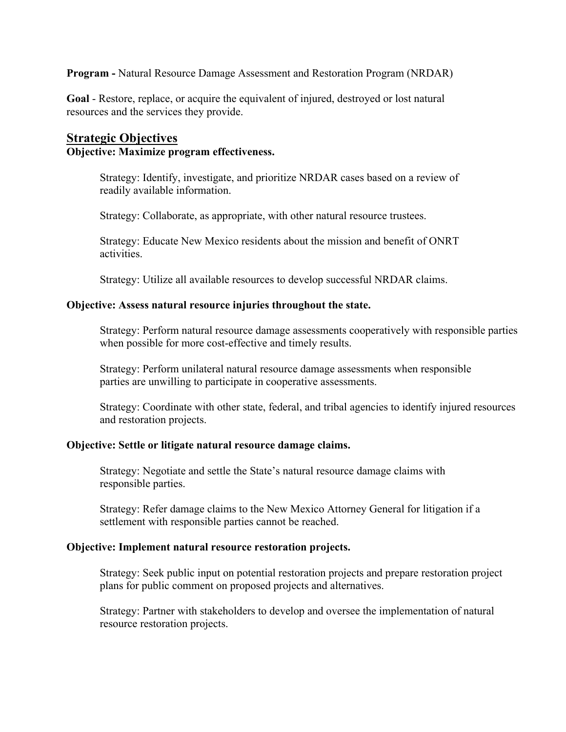**Program -** Natural Resource Damage Assessment and Restoration Program (NRDAR)

**Goal** - Restore, replace, or acquire the equivalent of injured, destroyed or lost natural resources and the services they provide.

## Strategic Objectives

**Objective: Maximize program effectiveness.**

Strategy: Identify, investigate, and prioritize NRDAR cases based on a review of readily available information.

Strategy: Collaborate, as appropriate, with other natural resource trustees.

Strategy: Educate New Mexico residents about the mission and benefit of ONRT activities.

Strategy: Utilize all available resources to develop successful NRDAR claims.

**Objective: Assess natural resource injuries throughout the state.**

Strategy: Perform natural resource damage assessments cooperatively with responsible parties when possible for more cost-effective and timely results.

Strategy: Perform unilateral natural resource damage assessments when responsible parties are unwilling to participate in cooperative assessments.

Strategy: Coordinate with other state, federal, and tribal agencies to identify injured resources and restoration projects.

**Objective: Settle or litigate natural resource damage claims.**

Strategy: Negotiate and settle the State's natural resource damage claims with responsible parties.

Strategy: Refer damage claims to the New Mexico Attorney General for litigation if a settlement with responsible parties cannot be reached.

**Objective: Implement natural resource restoration projects.**

Strategy: Seek public input on potential restoration projects and prepare restoration project plans for public comment on proposed projects and alternatives.

Strategy: Partner with stakeholders to develop and oversee the implementation of natural resource restoration projects.